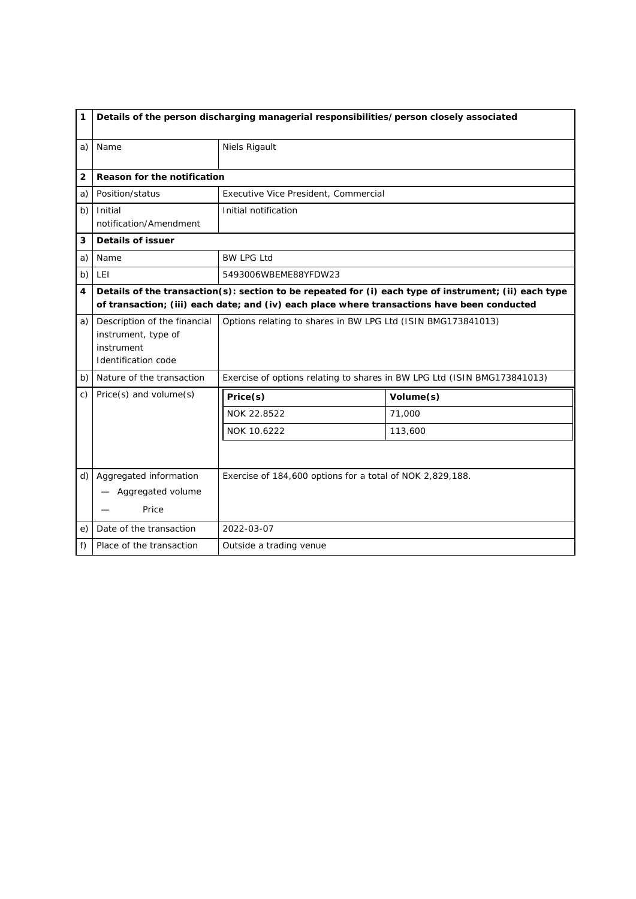| 1 | Details of the person discharging managerial responsibilities/person closely associated | |
|---|---|---|
| a) | Name | Niels Rigault |
| **2** | **Reason for the notification** | |
| a) | Position/status | Executive Vice President, Commercial |
| b) | Initial notification/Amendment | Initial notification |
| **3** | **Details of issuer** | |
| a) | Name | BW LPG Ltd |
| b) | LEI | 5493006WBEME88YFDW23 |
| **4** | **Details of the transaction(s): section to be repeated for (i) each type of instrument; (ii) each type of transaction; (iii) each date; and (iv) each place where transactions have been conducted** | |
| a) | Description of the financial instrument, type of instrument Identification code | Options relating to shares in BW LPG Ltd (ISIN BMG173841013) |
| b) | Nature of the transaction | Exercise of options relating to shares in BW LPG Ltd (ISIN BMG173841013) |
| c) | Price(s) and volume(s) | **Price(s)**: NOK 22.8522 — **Volume(s)**: 71,000<br>**Price(s)**: NOK 10.6222 — **Volume(s)**: 113,600 |
| d) | Aggregated information<br>— Aggregated volume<br>— Price | Exercise of 184,600 options for a total of NOK 2,829,188. |
| e) | Date of the transaction | 2022-03-07 |
| f) | Place of the transaction | Outside a trading venue |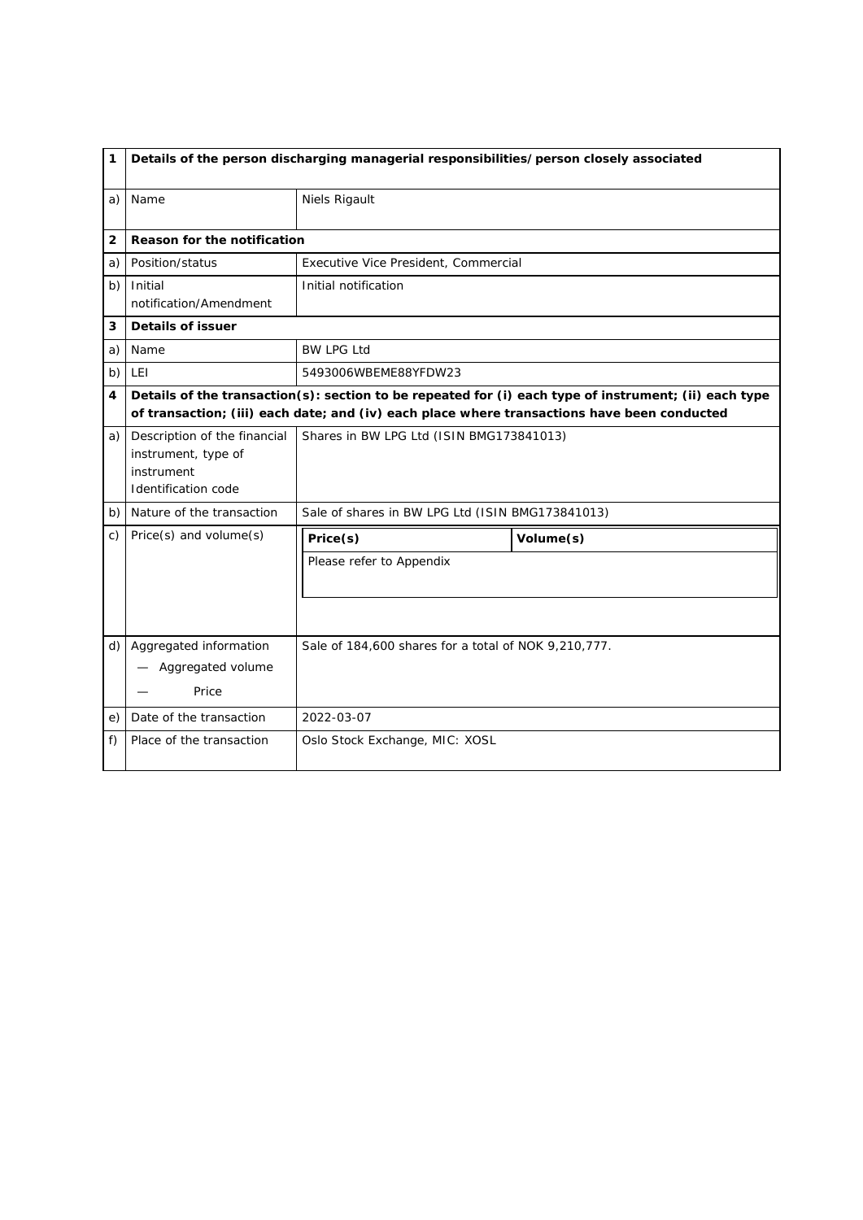| 1 | Details of the person discharging managerial responsibilities/person closely associated | |
|---|---|---|
| a) | Name | Niels Rigault |
| **2** | **Reason for the notification** | |
| a) | Position/status | Executive Vice President, Commercial |
| b) | Initial notification/Amendment | Initial notification |
| **3** | **Details of issuer** | |
| a) | Name | BW LPG Ltd |
| b) | LEI | 5493006WBEME88YFDW23 |
| **4** | **Details of the transaction(s): section to be repeated for (i) each type of instrument; (ii) each type of transaction; (iii) each date; and (iv) each place where transactions have been conducted** | |
| a) | Description of the financial instrument, type of instrument Identification code | Shares in BW LPG Ltd (ISIN BMG173841013) |
| b) | Nature of the transaction | Sale of shares in BW LPG Ltd (ISIN BMG173841013) |
| c) | Price(s) and volume(s) | **Price(s)** / **Volume(s)**: Please refer to Appendix |
| d) | Aggregated information — Aggregated volume — Price | Sale of 184,600 shares for a total of NOK 9,210,777. |
| e) | Date of the transaction | 2022-03-07 |
| f) | Place of the transaction | Oslo Stock Exchange, MIC: XOSL |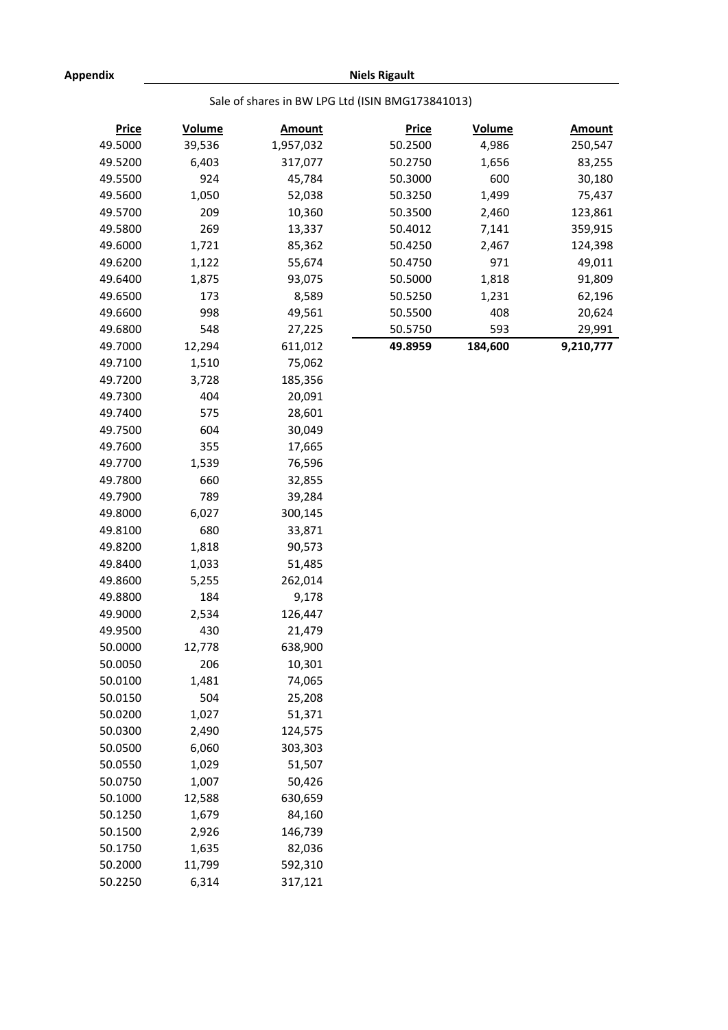**Appendix** **Niels Rigault**

Sale of shares in BW LPG Ltd (ISIN BMG173841013)

| Price | Volume | Amount |
|---:|---:|---:|
| 49.5000 | 39,536 | 1,957,032 |
| 49.5200 | 6,403 | 317,077 |
| 49.5500 | 924 | 45,784 |
| 49.5600 | 1,050 | 52,038 |
| 49.5700 | 209 | 10,360 |
| 49.5800 | 269 | 13,337 |
| 49.6000 | 1,721 | 85,362 |
| 49.6200 | 1,122 | 55,674 |
| 49.6400 | 1,875 | 93,075 |
| 49.6500 | 173 | 8,589 |
| 49.6600 | 998 | 49,561 |
| 49.6800 | 548 | 27,225 |
| 49.7000 | 12,294 | 611,012 |
| 49.7100 | 1,510 | 75,062 |
| 49.7200 | 3,728 | 185,356 |
| 49.7300 | 404 | 20,091 |
| 49.7400 | 575 | 28,601 |
| 49.7500 | 604 | 30,049 |
| 49.7600 | 355 | 17,665 |
| 49.7700 | 1,539 | 76,596 |
| 49.7800 | 660 | 32,855 |
| 49.7900 | 789 | 39,284 |
| 49.8000 | 6,027 | 300,145 |
| 49.8100 | 680 | 33,871 |
| 49.8200 | 1,818 | 90,573 |
| 49.8400 | 1,033 | 51,485 |
| 49.8600 | 5,255 | 262,014 |
| 49.8800 | 184 | 9,178 |
| 49.9000 | 2,534 | 126,447 |
| 49.9500 | 430 | 21,479 |
| 50.0000 | 12,778 | 638,900 |
| 50.0050 | 206 | 10,301 |
| 50.0100 | 1,481 | 74,065 |
| 50.0150 | 504 | 25,208 |
| 50.0200 | 1,027 | 51,371 |
| 50.0300 | 2,490 | 124,575 |
| 50.0500 | 6,060 | 303,303 |
| 50.0550 | 1,029 | 51,507 |
| 50.0750 | 1,007 | 50,426 |
| 50.1000 | 12,588 | 630,659 |
| 50.1250 | 1,679 | 84,160 |
| 50.1500 | 2,926 | 146,739 |
| 50.1750 | 1,635 | 82,036 |
| 50.2000 | 11,799 | 592,310 |
| 50.2250 | 6,314 | 317,121 |
| 50.2500 | 4,986 | 250,547 |
| 50.2750 | 1,656 | 83,255 |
| 50.3000 | 600 | 30,180 |
| 50.3250 | 1,499 | 75,437 |
| 50.3500 | 2,460 | 123,861 |
| 50.4012 | 7,141 | 359,915 |
| 50.4250 | 2,467 | 124,398 |
| 50.4750 | 971 | 49,011 |
| 50.5000 | 1,818 | 91,809 |
| 50.5250 | 1,231 | 62,196 |
| 50.5500 | 408 | 20,624 |
| 50.5750 | 593 | 29,991 |
| **49.8959** | **184,600** | **9,210,777** |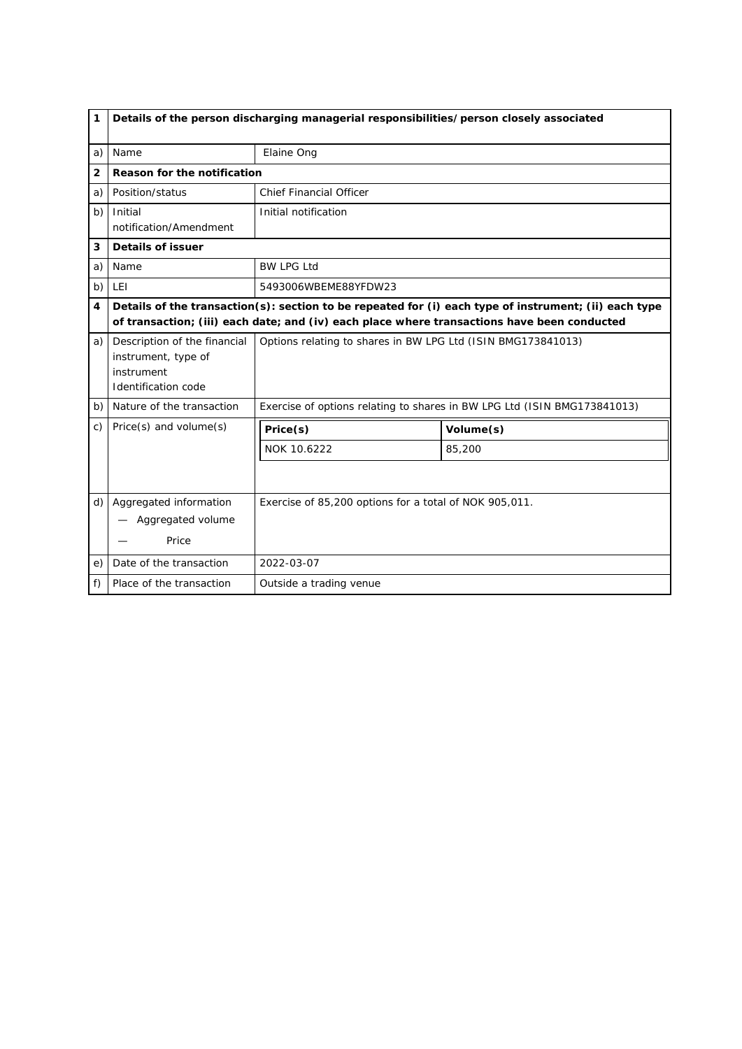| 1 | Details of the person discharging managerial responsibilities/person closely associated | |
|---|---|---|
| a) | Name | Elaine Ong |
| **2** | **Reason for the notification** | |
| a) | Position/status | Chief Financial Officer |
| b) | Initial notification/Amendment | Initial notification |
| **3** | **Details of issuer** | |
| a) | Name | BW LPG Ltd |
| b) | LEI | 5493006WBEME88YFDW23 |
| **4** | **Details of the transaction(s): section to be repeated for (i) each type of instrument; (ii) each type of transaction; (iii) each date; and (iv) each place where transactions have been conducted** | |
| a) | Description of the financial instrument, type of instrument Identification code | Options relating to shares in BW LPG Ltd (ISIN BMG173841013) |
| b) | Nature of the transaction | Exercise of options relating to shares in BW LPG Ltd (ISIN BMG173841013) |
| c) | Price(s) and volume(s) | **Price(s)**: NOK 10.6222 — **Volume(s)**: 85,200 |
| d) | Aggregated information — Aggregated volume — Price | Exercise of 85,200 options for a total of NOK 905,011. |
| e) | Date of the transaction | 2022-03-07 |
| f) | Place of the transaction | Outside a trading venue |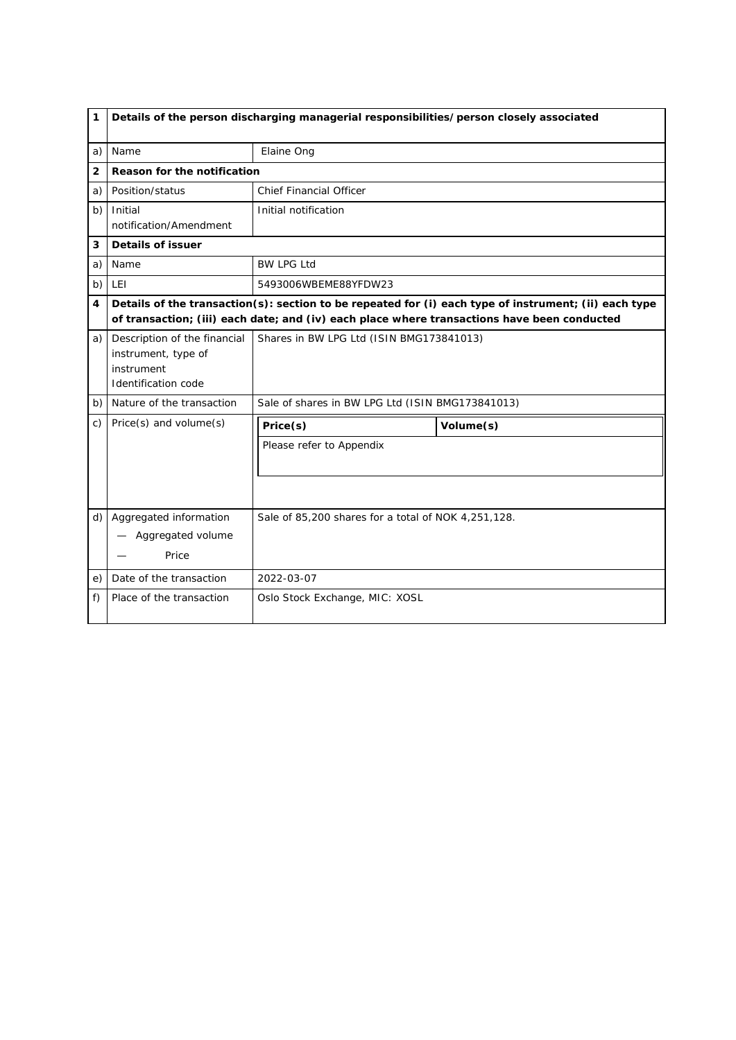| 1 | Details of the person discharging managerial responsibilities/person closely associated | |
|---|---|---|
| a) | Name | Elaine Ong |
| **2** | **Reason for the notification** | |
| a) | Position/status | Chief Financial Officer |
| b) | Initial notification/Amendment | Initial notification |
| **3** | **Details of issuer** | |
| a) | Name | BW LPG Ltd |
| b) | LEI | 5493006WBEME88YFDW23 |
| **4** | **Details of the transaction(s): section to be repeated for (i) each type of instrument; (ii) each type of transaction; (iii) each date; and (iv) each place where transactions have been conducted** | |
| a) | Description of the financial instrument, type of instrument Identification code | Shares in BW LPG Ltd (ISIN BMG173841013) |
| b) | Nature of the transaction | Sale of shares in BW LPG Ltd (ISIN BMG173841013) |
| c) | Price(s) and volume(s) | **Price(s)** / **Volume(s)**: Please refer to Appendix |
| d) | Aggregated information — Aggregated volume — Price | Sale of 85,200 shares for a total of NOK 4,251,128. |
| e) | Date of the transaction | 2022-03-07 |
| f) | Place of the transaction | Oslo Stock Exchange, MIC: XOSL |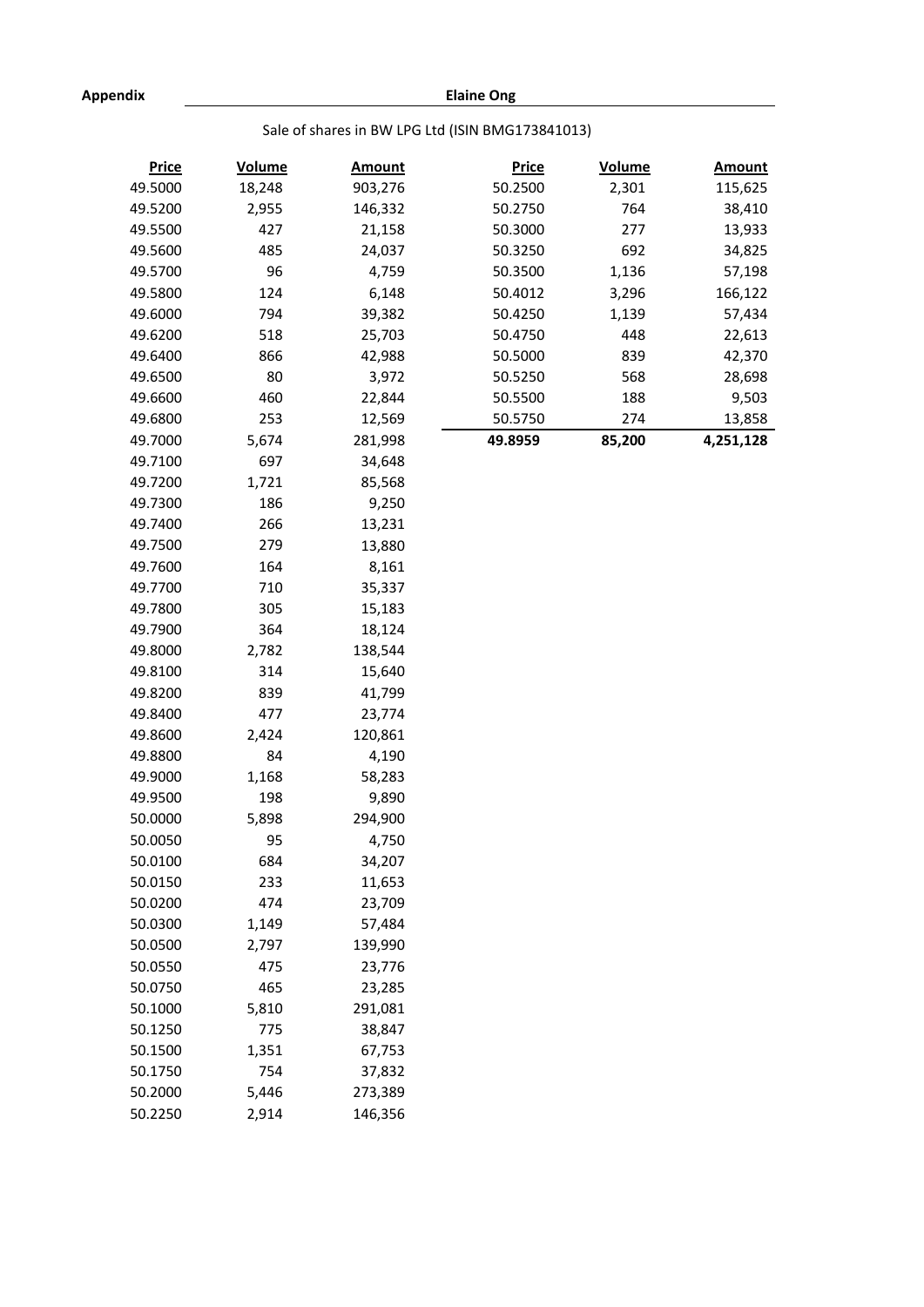**Appendix** **Elaine Ong**

Sale of shares in BW LPG Ltd (ISIN BMG173841013)

| Price | Volume | Amount |
|---|---|---|
| 49.5000 | 18,248 | 903,276 |
| 49.5200 | 2,955 | 146,332 |
| 49.5500 | 427 | 21,158 |
| 49.5600 | 485 | 24,037 |
| 49.5700 | 96 | 4,759 |
| 49.5800 | 124 | 6,148 |
| 49.6000 | 794 | 39,382 |
| 49.6200 | 518 | 25,703 |
| 49.6400 | 866 | 42,988 |
| 49.6500 | 80 | 3,972 |
| 49.6600 | 460 | 22,844 |
| 49.6800 | 253 | 12,569 |
| 49.7000 | 5,674 | 281,998 |
| 49.7100 | 697 | 34,648 |
| 49.7200 | 1,721 | 85,568 |
| 49.7300 | 186 | 9,250 |
| 49.7400 | 266 | 13,231 |
| 49.7500 | 279 | 13,880 |
| 49.7600 | 164 | 8,161 |
| 49.7700 | 710 | 35,337 |
| 49.7800 | 305 | 15,183 |
| 49.7900 | 364 | 18,124 |
| 49.8000 | 2,782 | 138,544 |
| 49.8100 | 314 | 15,640 |
| 49.8200 | 839 | 41,799 |
| 49.8400 | 477 | 23,774 |
| 49.8600 | 2,424 | 120,861 |
| 49.8800 | 84 | 4,190 |
| 49.9000 | 1,168 | 58,283 |
| 49.9500 | 198 | 9,890 |
| 50.0000 | 5,898 | 294,900 |
| 50.0050 | 95 | 4,750 |
| 50.0100 | 684 | 34,207 |
| 50.0150 | 233 | 11,653 |
| 50.0200 | 474 | 23,709 |
| 50.0300 | 1,149 | 57,484 |
| 50.0500 | 2,797 | 139,990 |
| 50.0550 | 475 | 23,776 |
| 50.0750 | 465 | 23,285 |
| 50.1000 | 5,810 | 291,081 |
| 50.1250 | 775 | 38,847 |
| 50.1500 | 1,351 | 67,753 |
| 50.1750 | 754 | 37,832 |
| 50.2000 | 5,446 | 273,389 |
| 50.2250 | 2,914 | 146,356 |
| 50.2500 | 2,301 | 115,625 |
| 50.2750 | 764 | 38,410 |
| 50.3000 | 277 | 13,933 |
| 50.3250 | 692 | 34,825 |
| 50.3500 | 1,136 | 57,198 |
| 50.4012 | 3,296 | 166,122 |
| 50.4250 | 1,139 | 57,434 |
| 50.4750 | 448 | 22,613 |
| 50.5000 | 839 | 42,370 |
| 50.5250 | 568 | 28,698 |
| 50.5500 | 188 | 9,503 |
| 50.5750 | 274 | 13,858 |
| **49.8959** | **85,200** | **4,251,128** |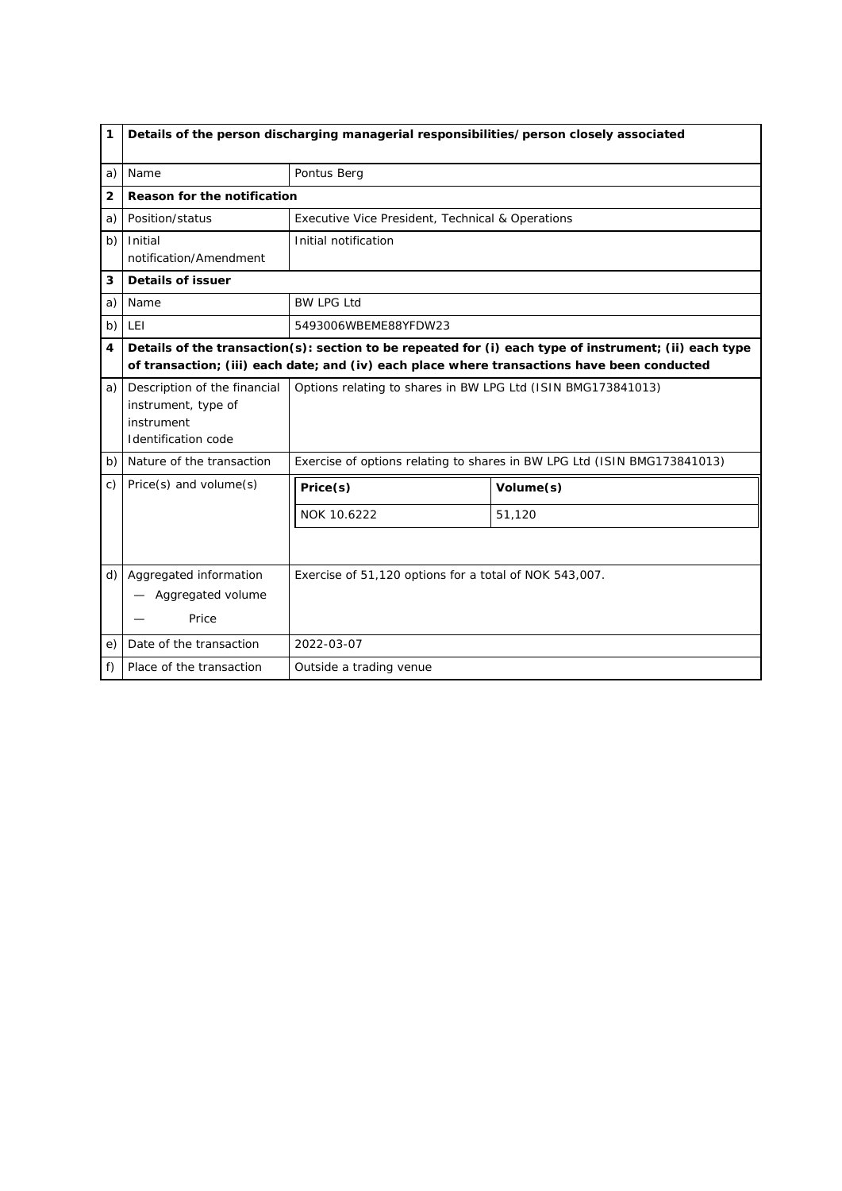| 1 | **Details of the person discharging managerial responsibilities/person closely associated** | |
|---|---|---|
| a) | Name | Pontus Berg |
| **2** | **Reason for the notification** | |
| a) | Position/status | Executive Vice President, Technical & Operations |
| b) | Initial notification/Amendment | Initial notification |
| **3** | **Details of issuer** | |
| a) | Name | BW LPG Ltd |
| b) | LEI | 5493006WBEME88YFDW23 |
| **4** | **Details of the transaction(s): section to be repeated for (i) each type of instrument; (ii) each type of transaction; (iii) each date; and (iv) each place where transactions have been conducted** | |
| a) | Description of the financial instrument, type of instrument Identification code | Options relating to shares in BW LPG Ltd (ISIN BMG173841013) |
| b) | Nature of the transaction | Exercise of options relating to shares in BW LPG Ltd (ISIN BMG173841013) |
| c) | Price(s) and volume(s) | **Price(s)**: NOK 10.6222 — **Volume(s)**: 51,120 |
| d) | Aggregated information — Aggregated volume — Price | Exercise of 51,120 options for a total of NOK 543,007. |
| e) | Date of the transaction | 2022-03-07 |
| f) | Place of the transaction | Outside a trading venue |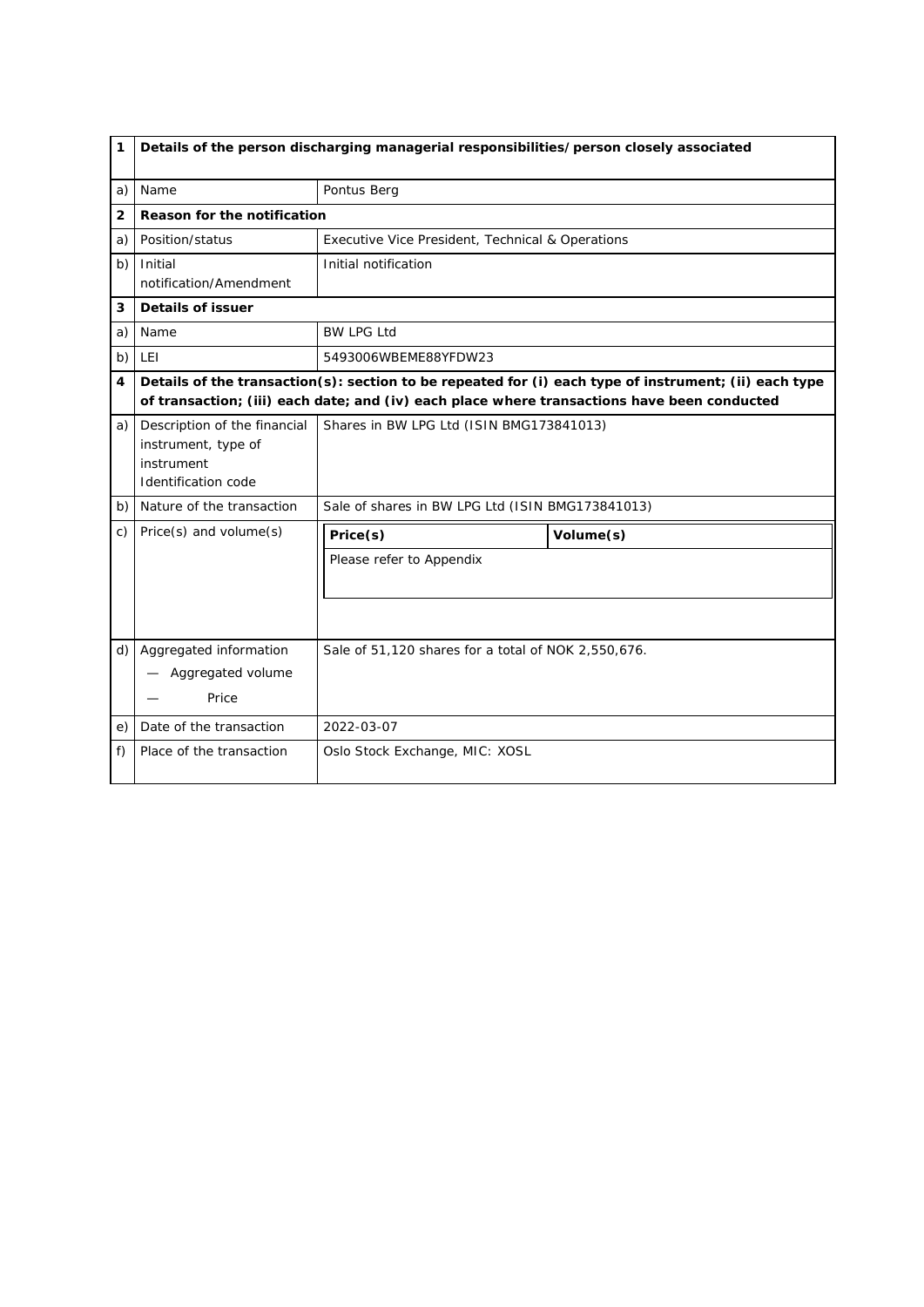| 1 | Details of the person discharging managerial responsibilities/person closely associated | |
|---|---|---|
| a) | Name | Pontus Berg |
| **2** | **Reason for the notification** | |
| a) | Position/status | Executive Vice President, Technical & Operations |
| b) | Initial notification/Amendment | Initial notification |
| **3** | **Details of issuer** | |
| a) | Name | BW LPG Ltd |
| b) | LEI | 5493006WBEME88YFDW23 |
| **4** | **Details of the transaction(s): section to be repeated for (i) each type of instrument; (ii) each type of transaction; (iii) each date; and (iv) each place where transactions have been conducted** | |
| a) | Description of the financial instrument, type of instrument Identification code | Shares in BW LPG Ltd (ISIN BMG173841013) |
| b) | Nature of the transaction | Sale of shares in BW LPG Ltd (ISIN BMG173841013) |
| c) | Price(s) and volume(s) | **Price(s)** / **Volume(s)**: Please refer to Appendix |
| d) | Aggregated information — Aggregated volume — Price | Sale of 51,120 shares for a total of NOK 2,550,676. |
| e) | Date of the transaction | 2022-03-07 |
| f) | Place of the transaction | Oslo Stock Exchange, MIC: XOSL |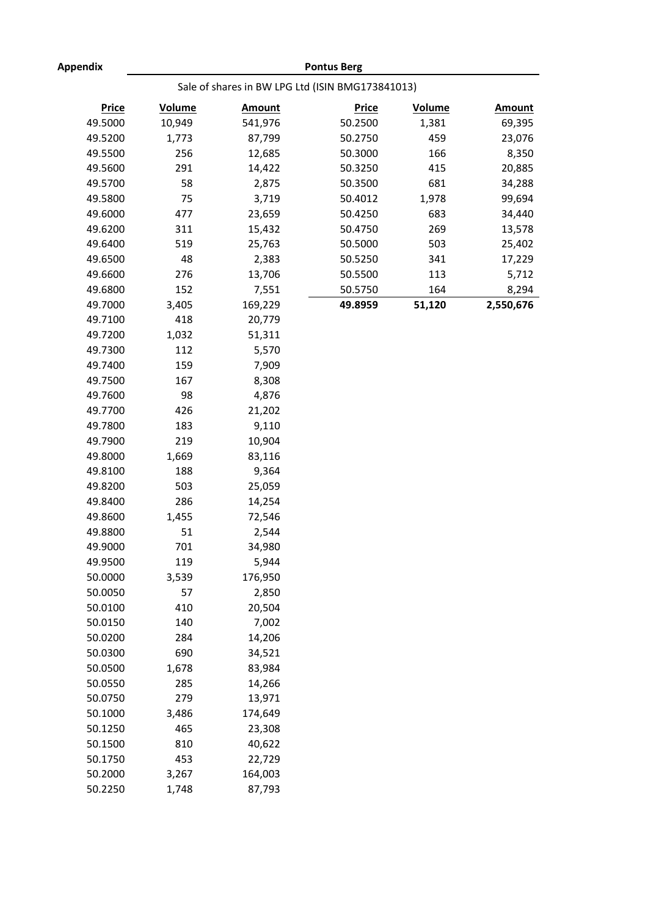**Appendix**

**Pontus Berg**

Sale of shares in BW LPG Ltd (ISIN BMG173841013)

| Price | Volume | Amount |
|---|---|---|
| 49.5000 | 10,949 | 541,976 |
| 49.5200 | 1,773 | 87,799 |
| 49.5500 | 256 | 12,685 |
| 49.5600 | 291 | 14,422 |
| 49.5700 | 58 | 2,875 |
| 49.5800 | 75 | 3,719 |
| 49.6000 | 477 | 23,659 |
| 49.6200 | 311 | 15,432 |
| 49.6400 | 519 | 25,763 |
| 49.6500 | 48 | 2,383 |
| 49.6600 | 276 | 13,706 |
| 49.6800 | 152 | 7,551 |
| 49.7000 | 3,405 | 169,229 |
| 49.7100 | 418 | 20,779 |
| 49.7200 | 1,032 | 51,311 |
| 49.7300 | 112 | 5,570 |
| 49.7400 | 159 | 7,909 |
| 49.7500 | 167 | 8,308 |
| 49.7600 | 98 | 4,876 |
| 49.7700 | 426 | 21,202 |
| 49.7800 | 183 | 9,110 |
| 49.7900 | 219 | 10,904 |
| 49.8000 | 1,669 | 83,116 |
| 49.8100 | 188 | 9,364 |
| 49.8200 | 503 | 25,059 |
| 49.8400 | 286 | 14,254 |
| 49.8600 | 1,455 | 72,546 |
| 49.8800 | 51 | 2,544 |
| 49.9000 | 701 | 34,980 |
| 49.9500 | 119 | 5,944 |
| 50.0000 | 3,539 | 176,950 |
| 50.0050 | 57 | 2,850 |
| 50.0100 | 410 | 20,504 |
| 50.0150 | 140 | 7,002 |
| 50.0200 | 284 | 14,206 |
| 50.0300 | 690 | 34,521 |
| 50.0500 | 1,678 | 83,984 |
| 50.0550 | 285 | 14,266 |
| 50.0750 | 279 | 13,971 |
| 50.1000 | 3,486 | 174,649 |
| 50.1250 | 465 | 23,308 |
| 50.1500 | 810 | 40,622 |
| 50.1750 | 453 | 22,729 |
| 50.2000 | 3,267 | 164,003 |
| 50.2250 | 1,748 | 87,793 |
| 50.2500 | 1,381 | 69,395 |
| 50.2750 | 459 | 23,076 |
| 50.3000 | 166 | 8,350 |
| 50.3250 | 415 | 20,885 |
| 50.3500 | 681 | 34,288 |
| 50.4012 | 1,978 | 99,694 |
| 50.4250 | 683 | 34,440 |
| 50.4750 | 269 | 13,578 |
| 50.5000 | 503 | 25,402 |
| 50.5250 | 341 | 17,229 |
| 50.5500 | 113 | 5,712 |
| 50.5750 | 164 | 8,294 |
| **49.8959** | **51,120** | **2,550,676** |